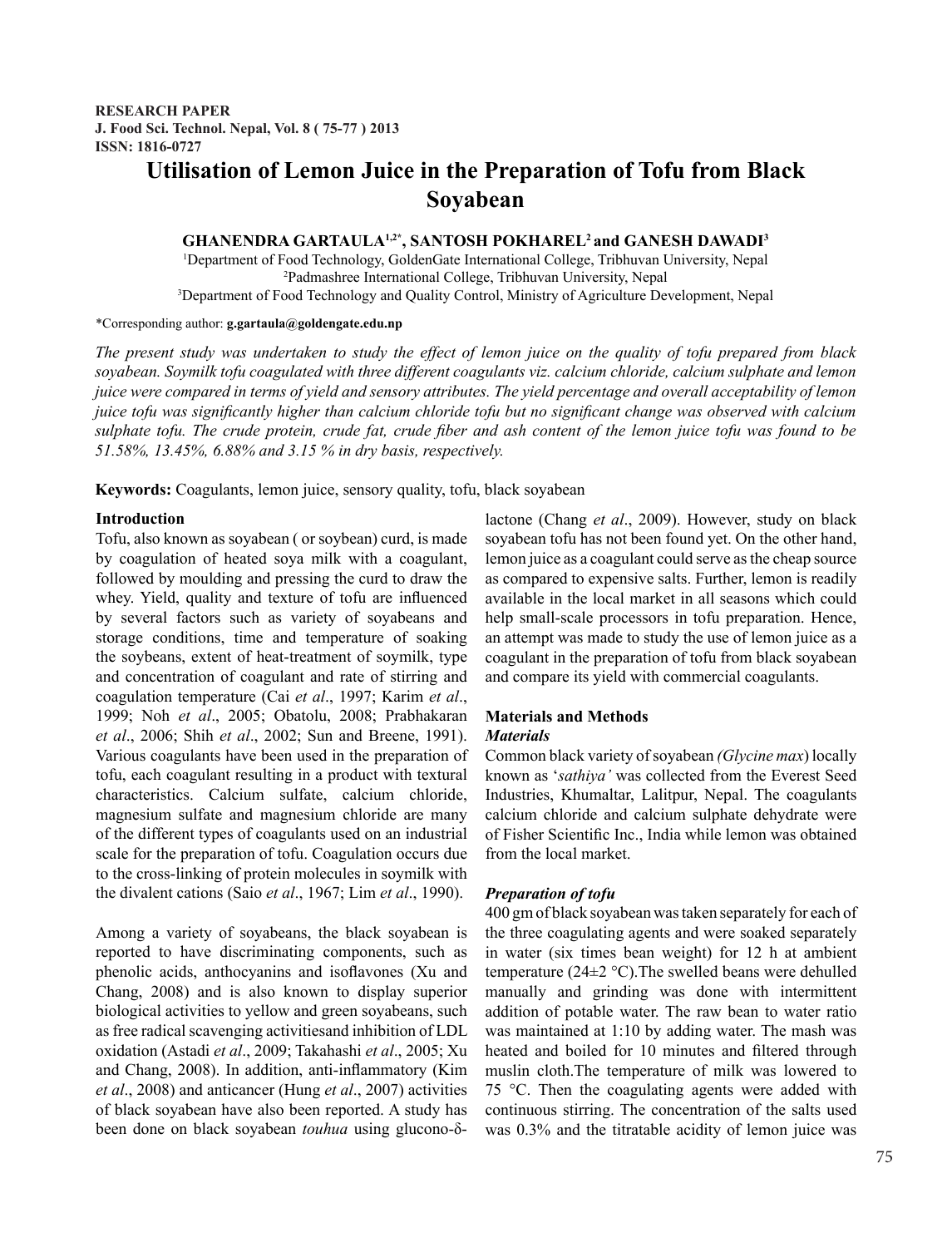**RESEARCH PAPER**
**J. Food Sci. Technol. Nepal, Vol. 8 ( 75-77 ) 2013**
**ISSN: 1816-0727**

# Utilisation of Lemon Juice in the Preparation of Tofu from Black Soyabean

**GHANENDRA GARTAULA[1,2*], SANTOSH POKHAREL[2] and GANESH DAWADI[3]**

[1]Department of Food Technology, GoldenGate International College, Tribhuvan University, Nepal
[2]Padmashree International College, Tribhuvan University, Nepal
[3]Department of Food Technology and Quality Control, Ministry of Agriculture Development, Nepal

*Corresponding author: **g.gartaula@goldengate.edu.np**

*The present study was undertaken to study the effect of lemon juice on the quality of tofu prepared from black soyabean. Soymilk tofu coagulated with three different coagulants viz. calcium chloride, calcium sulphate and lemon juice were compared in terms of yield and sensory attributes. The yield percentage and overall acceptability of lemon juice tofu was significantly higher than calcium chloride tofu but no significant change was observed with calcium sulphate tofu. The crude protein, crude fat, crude fiber and ash content of the lemon juice tofu was found to be 51.58%, 13.45%, 6.88% and 3.15 % in dry basis, respectively.*

**Keywords:** Coagulants, lemon juice, sensory quality, tofu, black soyabean

## Introduction

Tofu, also known as soyabean ( or soybean) curd, is made by coagulation of heated soya milk with a coagulant, followed by moulding and pressing the curd to draw the whey. Yield, quality and texture of tofu are influenced by several factors such as variety of soyabeans and storage conditions, time and temperature of soaking the soybeans, extent of heat-treatment of soymilk, type and concentration of coagulant and rate of stirring and coagulation temperature (Cai *et al*., 1997; Karim *et al*., 1999; Noh *et al*., 2005; Obatolu, 2008; Prabhakaran *et al*., 2006; Shih *et al*., 2002; Sun and Breene, 1991). Various coagulants have been used in the preparation of tofu, each coagulant resulting in a product with textural characteristics. Calcium sulfate, calcium chloride, magnesium sulfate and magnesium chloride are many of the different types of coagulants used on an industrial scale for the preparation of tofu. Coagulation occurs due to the cross-linking of protein molecules in soymilk with the divalent cations (Saio *et al*., 1967; Lim *et al*., 1990).

Among a variety of soyabeans, the black soyabean is reported to have discriminating components, such as phenolic acids, anthocyanins and isoflavones (Xu and Chang, 2008) and is also known to display superior biological activities to yellow and green soyabeans, such as free radical scavenging activitiesand inhibition of LDL oxidation (Astadi *et al*., 2009; Takahashi *et al*., 2005; Xu and Chang, 2008). In addition, anti-inflammatory (Kim *et al*., 2008) and anticancer (Hung *et al*., 2007) activities of black soyabean have also been reported. A study has been done on black soyabean *touhua* using glucono-δ-lactone (Chang *et al*., 2009). However, study on black soyabean tofu has not been found yet. On the other hand, lemon juice as a coagulant could serve as the cheap source as compared to expensive salts. Further, lemon is readily available in the local market in all seasons which could help small-scale processors in tofu preparation. Hence, an attempt was made to study the use of lemon juice as a coagulant in the preparation of tofu from black soyabean and compare its yield with commercial coagulants.

## Materials and Methods

### *Materials*

Common black variety of soyabean *(Glycine max*) locally known as '*sathiya'* was collected from the Everest Seed Industries, Khumaltar, Lalitpur, Nepal. The coagulants calcium chloride and calcium sulphate dehydrate were of Fisher Scientific Inc., India while lemon was obtained from the local market.

### *Preparation of tofu*

400 gm of black soyabean was taken separately for each of the three coagulating agents and were soaked separately in water (six times bean weight) for 12 h at ambient temperature (24±2 °C).The swelled beans were dehulled manually and grinding was done with intermittent addition of potable water. The raw bean to water ratio was maintained at 1:10 by adding water. The mash was heated and boiled for 10 minutes and filtered through muslin cloth.The temperature of milk was lowered to 75 °C. Then the coagulating agents were added with continuous stirring. The concentration of the salts used was 0.3% and the titratable acidity of lemon juice was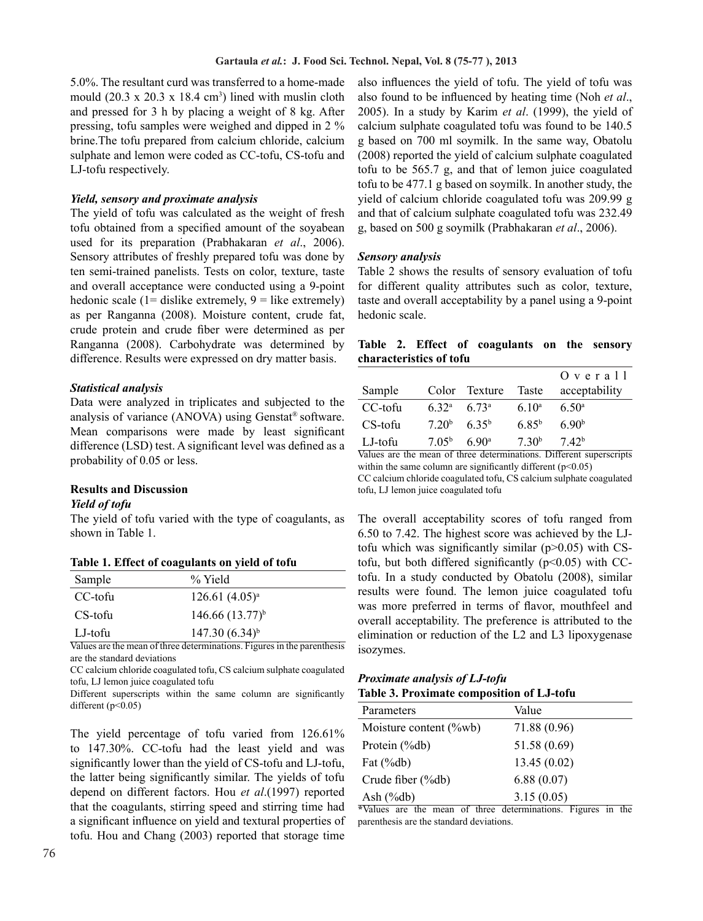5.0%. The resultant curd was transferred to a home-made mould (20.3 x 20.3 x 18.4 $cm^3$) lined with muslin cloth and pressed for 3 h by placing a weight of 8 kg. After pressing, tofu samples were weighed and dipped in 2 % brine.The tofu prepared from calcium chloride, calcium sulphate and lemon were coded as CC-tofu, CS-tofu and LJ-tofu respectively.

***Yield, sensory and proximate analysis***

The yield of tofu was calculated as the weight of fresh tofu obtained from a specified amount of the soyabean used for its preparation (Prabhakaran *et al*., 2006). Sensory attributes of freshly prepared tofu was done by ten semi-trained panelists. Tests on color, texture, taste and overall acceptance were conducted using a 9-point hedonic scale (1= dislike extremely, 9 = like extremely) as per Ranganna (2008). Moisture content, crude fat, crude protein and crude fiber were determined as per Ranganna (2008). Carbohydrate was determined by difference. Results were expressed on dry matter basis.

***Statistical analysis***

Data were analyzed in triplicates and subjected to the analysis of variance (ANOVA) using Genstat® software. Mean comparisons were made by least significant difference (LSD) test. A significant level was defined as a probability of 0.05 or less.

**Results and Discussion**

***Yield of tofu***

The yield of tofu varied with the type of coagulants, as shown in Table 1.

**Table 1. Effect of coagulants on yield of tofu**

| Sample | % Yield |
|---|---|
| CC-tofu | 126.61 (4.05)[a] |
| CS-tofu | 146.66 (13.77)[b] |
| LJ-tofu | 147.30 (6.34)[b] |

Values are the mean of three determinations. Figures in the parenthesis are the standard deviations

CC calcium chloride coagulated tofu, CS calcium sulphate coagulated tofu, LJ lemon juice coagulated tofu

Different superscripts within the same column are significantly different ($p<0.05$)

The yield percentage of tofu varied from 126.61% to 147.30%. CC-tofu had the least yield and was significantly lower than the yield of CS-tofu and LJ-tofu, the latter being significantly similar. The yields of tofu depend on different factors. Hou *et al*.(1997) reported that the coagulants, stirring speed and stirring time had a significant influence on yield and textural properties of tofu. Hou and Chang (2003) reported that storage time also influences the yield of tofu. The yield of tofu was also found to be influenced by heating time (Noh *et al*., 2005). In a study by Karim *et al*. (1999), the yield of calcium sulphate coagulated tofu was found to be 140.5 g based on 700 ml soymilk. In the same way, Obatolu (2008) reported the yield of calcium sulphate coagulated tofu to be 565.7 g, and that of lemon juice coagulated tofu to be 477.1 g based on soymilk. In another study, the yield of calcium chloride coagulated tofu was 209.99 g and that of calcium sulphate coagulated tofu was 232.49 g, based on 500 g soymilk (Prabhakaran *et al*., 2006).

***Sensory analysis***

Table 2 shows the results of sensory evaluation of tofu for different quality attributes such as color, texture, taste and overall acceptability by a panel using a 9-point hedonic scale.

**Table 2. Effect of coagulants on the sensory characteristics of tofu**

| Sample | Color | Texture | Taste | Overall acceptability |
|---|---|---|---|---|
| CC-tofu | 6.32[a] | 6.73[a] | 6.10[a] | 6.50[a] |
| CS-tofu | 7.20[b] | 6.35[b] | 6.85[b] | 6.90[b] |
| LJ-tofu | 7.05[b] | 6.90[a] | 7.30[b] | 7.42[b] |

Values are the mean of three determinations. Different superscripts within the same column are significantly different ($p<0.05$)

CC calcium chloride coagulated tofu, CS calcium sulphate coagulated tofu, LJ lemon juice coagulated tofu

The overall acceptability scores of tofu ranged from 6.50 to 7.42. The highest score was achieved by the LJ-tofu which was significantly similar ($p>0.05$) with CS-tofu, but both differed significantly ($p<0.05$) with CC-tofu. In a study conducted by Obatolu (2008), similar results were found. The lemon juice coagulated tofu was more preferred in terms of flavor, mouthfeel and overall acceptability. The preference is attributed to the elimination or reduction of the L2 and L3 lipoxygenase isozymes.

***Proximate analysis of LJ-tofu***

**Table 3. Proximate composition of LJ-tofu**

| Parameters | Value |
|---|---|
| Moisture content (%wb) | 71.88 (0.96) |
| Protein (%db) | 51.58 (0.69) |
| Fat (%db) | 13.45 (0.02) |
| Crude fiber (%db) | 6.88 (0.07) |
| Ash (%db) | 3.15 (0.05) |

*Values are the mean of three determinations. Figures in the parenthesis are the standard deviations.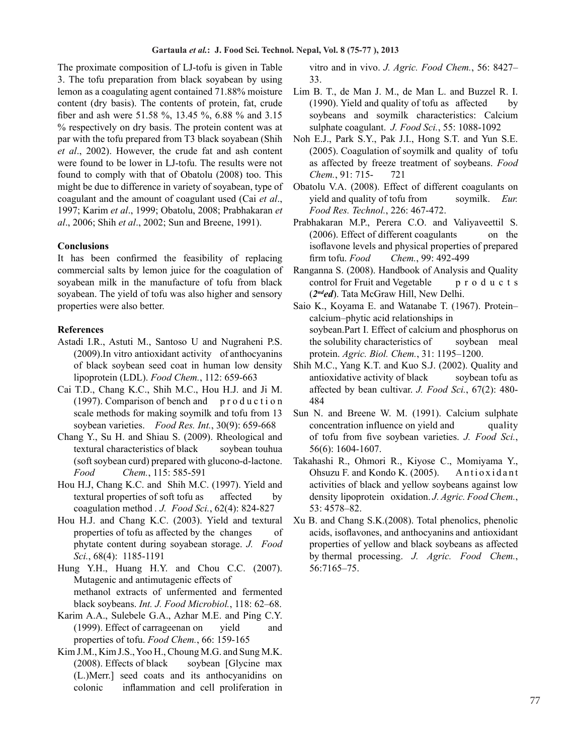The proximate composition of LJ-tofu is given in Table 3. The tofu preparation from black soyabean by using lemon as a coagulating agent contained 71.88% moisture content (dry basis). The contents of protein, fat, crude fiber and ash were 51.58 %, 13.45 %, 6.88 % and 3.15 % respectively on dry basis. The protein content was at par with the tofu prepared from T3 black soyabean (Shih *et al*., 2002). However, the crude fat and ash content were found to be lower in LJ-tofu. The results were not found to comply with that of Obatolu (2008) too. This might be due to difference in variety of soyabean, type of coagulant and the amount of coagulant used (Cai *et al*., 1997; Karim *et al*., 1999; Obatolu, 2008; Prabhakaran *et al*., 2006; Shih *et al*., 2002; Sun and Breene, 1991).

## Conclusions

It has been confirmed the feasibility of replacing commercial salts by lemon juice for the coagulation of soyabean milk in the manufacture of tofu from black soyabean. The yield of tofu was also higher and sensory properties were also better.

## References

Astadi I.R., Astuti M., Santoso U and Nugraheni P.S. (2009).In vitro antioxidant activity of anthocyanins of black soybean seed coat in human low density lipoprotein (LDL). *Food Chem.*, 112: 659-663

Cai T.D., Chang K.C., Shih M.C., Hou H.J. and Ji M. (1997). Comparison of bench and production scale methods for making soymilk and tofu from 13 soybean varieties. *Food Res. Int.*, 30(9): 659-668

Chang Y., Su H. and Shiau S. (2009). Rheological and textural characteristics of black soybean touhua (soft soybean curd) prepared with glucono-d-lactone. *Food Chem.*, 115: 585-591

Hou H.J, Chang K.C. and Shih M.C. (1997). Yield and textural properties of soft tofu as affected by coagulation method . *J. Food Sci.*, 62(4): 824-827

Hou H.J. and Chang K.C. (2003). Yield and textural properties of tofu as affected by the changes of phytate content during soyabean storage. *J. Food Sci.*, 68(4): 1185-1191

Hung Y.H., Huang H.Y. and Chou C.C. (2007). Mutagenic and antimutagenic effects of methanol extracts of unfermented and fermented black soybeans. *Int. J. Food Microbiol.*, 118: 62–68.

Karim A.A., Sulebele G.A., Azhar M.E. and Ping C.Y. (1999). Effect of carrageenan on yield and properties of tofu. *Food Chem.*, 66: 159-165

Kim J.M., Kim J.S., Yoo H., Choung M.G. and Sung M.K. (2008). Effects of black soybean [Glycine max (L.)Merr.] seed coats and its anthocyanidins on colonic inflammation and cell proliferation in vitro and in vivo. *J. Agric. Food Chem.*, 56: 8427–33.

Lim B. T., de Man J. M., de Man L. and Buzzel R. I. (1990). Yield and quality of tofu as affected by soybeans and soymilk characteristics: Calcium sulphate coagulant. *J. Food Sci.*, 55: 1088-1092

Noh E.J., Park S.Y., Pak J.I., Hong S.T. and Yun S.E. (2005). Coagulation of soymilk and quality of tofu as affected by freeze treatment of soybeans. *Food Chem.*, 91: 715- 721

Obatolu V.A. (2008). Effect of different coagulants on yield and quality of tofu from soymilk. *Eur. Food Res. Technol.*, 226: 467-472.

Prabhakaran M.P., Perera C.O. and Valiyaveettil S. (2006). Effect of different coagulants on the isoflavone levels and physical properties of prepared firm tofu. *Food Chem.*, 99: 492-499

Ranganna S. (2008). Handbook of Analysis and Quality control for Fruit and Vegetable products (***2nd ed***). Tata McGraw Hill, New Delhi.

Saio K., Koyama E. and Watanabe T. (1967). Protein–calcium–phytic acid relationships in soybean.Part I. Effect of calcium and phosphorus on the solubility characteristics of soybean meal protein. *Agric. Biol. Chem.*, 31: 1195–1200.

Shih M.C., Yang K.T. and Kuo S.J. (2002). Quality and antioxidative activity of black soybean tofu as affected by bean cultivar. *J. Food Sci.*, 67(2): 480-484

Sun N. and Breene W. M. (1991). Calcium sulphate concentration influence on yield and quality of tofu from five soybean varieties. *J. Food Sci.*, 56(6): 1604-1607.

Takahashi R., Ohmori R., Kiyose C., Momiyama Y., Ohsuzu F. and Kondo K. (2005). Antioxidant activities of black and yellow soybeans against low density lipoprotein oxidation. *J. Agric. Food Chem.*, 53: 4578–82.

Xu B. and Chang S.K.(2008). Total phenolics, phenolic acids, isoflavones, and anthocyanins and antioxidant properties of yellow and black soybeans as affected by thermal processing. *J. Agric. Food Chem.*, 56:7165–75.